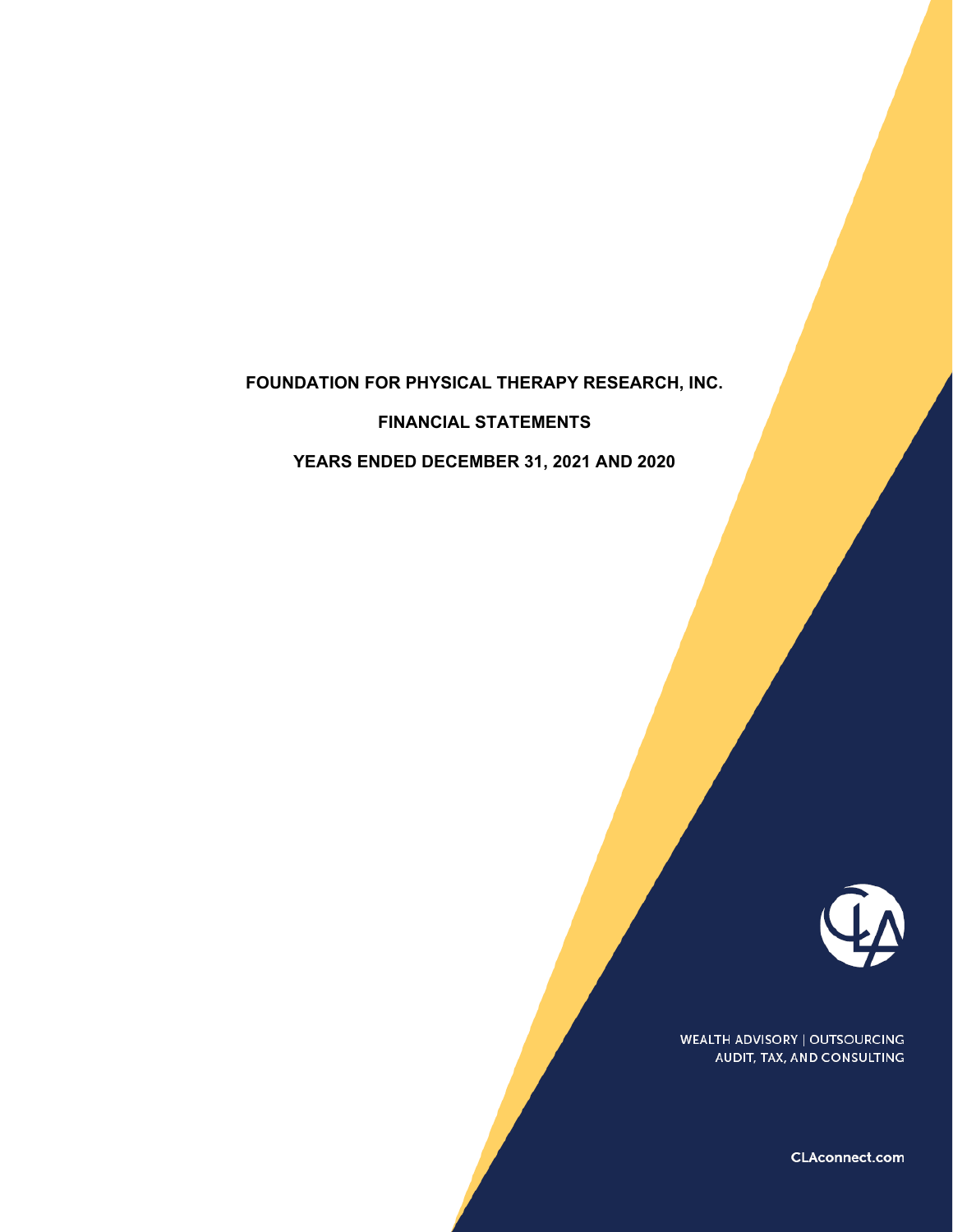# FOUNDATION FOR PHYSICAL THERAPY RESEARCH, INC.

## FINANCIAL STATEMENTS

## YEARS ENDED DECEMBER 31, 2021 AND 2020

WEALTH ADVISORY | OUTSOURCING
AUDIT, TAX, AND CONSULTING

CLAconnect.com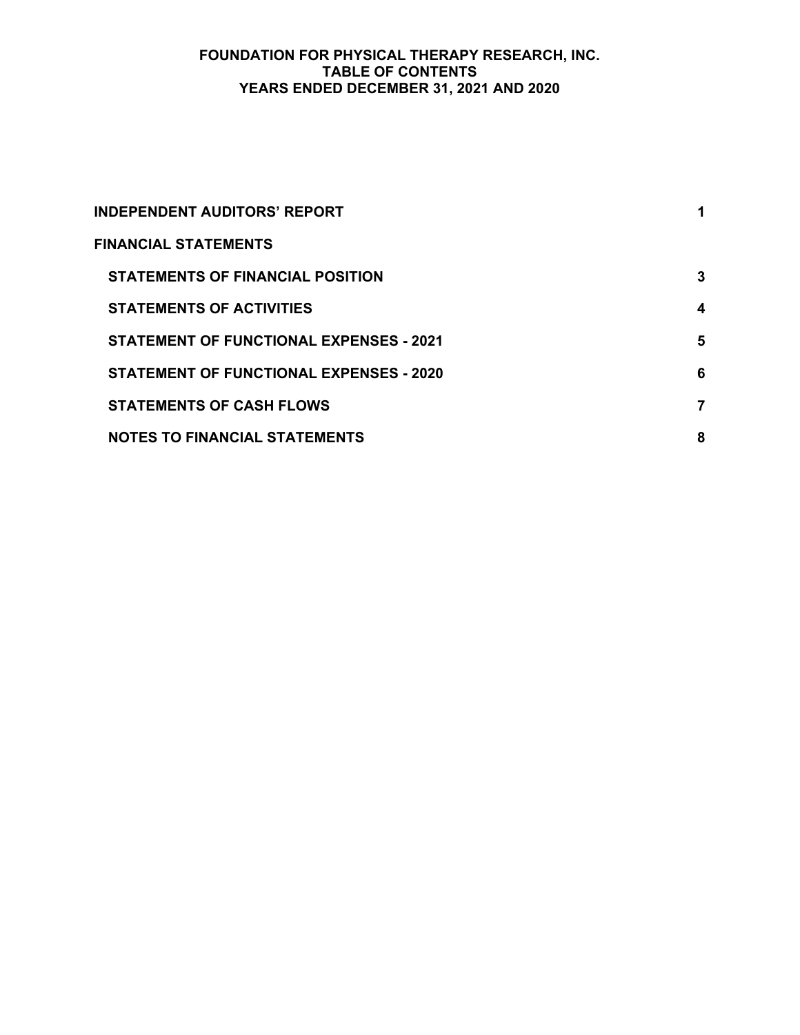# FOUNDATION FOR PHYSICAL THERAPY RESEARCH, INC.
## TABLE OF CONTENTS
## YEARS ENDED DECEMBER 31, 2021 AND 2020

| | |
|---|---|
| **INDEPENDENT AUDITORS' REPORT** | **1** |
| **FINANCIAL STATEMENTS** | |
| **STATEMENTS OF FINANCIAL POSITION** | **3** |
| **STATEMENTS OF ACTIVITIES** | **4** |
| **STATEMENT OF FUNCTIONAL EXPENSES - 2021** | **5** |
| **STATEMENT OF FUNCTIONAL EXPENSES - 2020** | **6** |
| **STATEMENTS OF CASH FLOWS** | **7** |
| **NOTES TO FINANCIAL STATEMENTS** | **8** |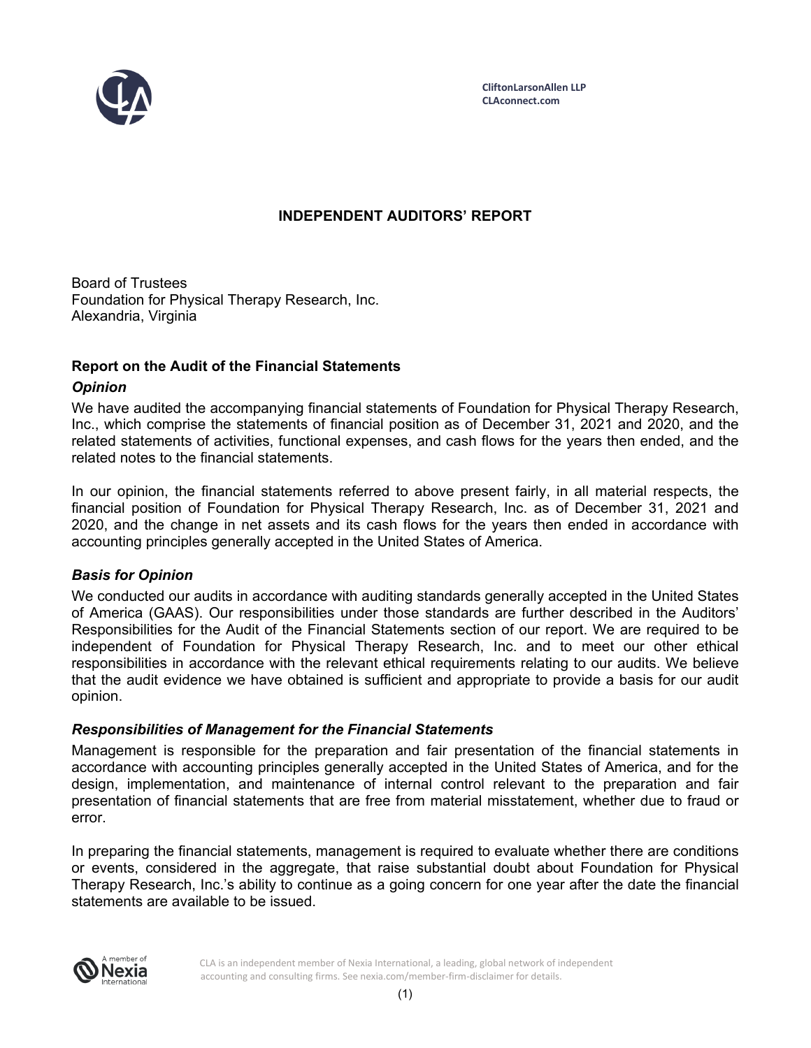CliftonLarsonAllen LLP
CLAconnect.com

# INDEPENDENT AUDITORS' REPORT

Board of Trustees
Foundation for Physical Therapy Research, Inc.
Alexandria, Virginia

## Report on the Audit of the Financial Statements

### *Opinion*

We have audited the accompanying financial statements of Foundation for Physical Therapy Research, Inc., which comprise the statements of financial position as of December 31, 2021 and 2020, and the related statements of activities, functional expenses, and cash flows for the years then ended, and the related notes to the financial statements.

In our opinion, the financial statements referred to above present fairly, in all material respects, the financial position of Foundation for Physical Therapy Research, Inc. as of December 31, 2021 and 2020, and the change in net assets and its cash flows for the years then ended in accordance with accounting principles generally accepted in the United States of America.

### *Basis for Opinion*

We conducted our audits in accordance with auditing standards generally accepted in the United States of America (GAAS). Our responsibilities under those standards are further described in the Auditors' Responsibilities for the Audit of the Financial Statements section of our report. We are required to be independent of Foundation for Physical Therapy Research, Inc. and to meet our other ethical responsibilities in accordance with the relevant ethical requirements relating to our audits. We believe that the audit evidence we have obtained is sufficient and appropriate to provide a basis for our audit opinion.

### *Responsibilities of Management for the Financial Statements*

Management is responsible for the preparation and fair presentation of the financial statements in accordance with accounting principles generally accepted in the United States of America, and for the design, implementation, and maintenance of internal control relevant to the preparation and fair presentation of financial statements that are free from material misstatement, whether due to fraud or error.

In preparing the financial statements, management is required to evaluate whether there are conditions or events, considered in the aggregate, that raise substantial doubt about Foundation for Physical Therapy Research, Inc.'s ability to continue as a going concern for one year after the date the financial statements are available to be issued.

CLA is an independent member of Nexia International, a leading, global network of independent accounting and consulting firms. See nexia.com/member-firm-disclaimer for details.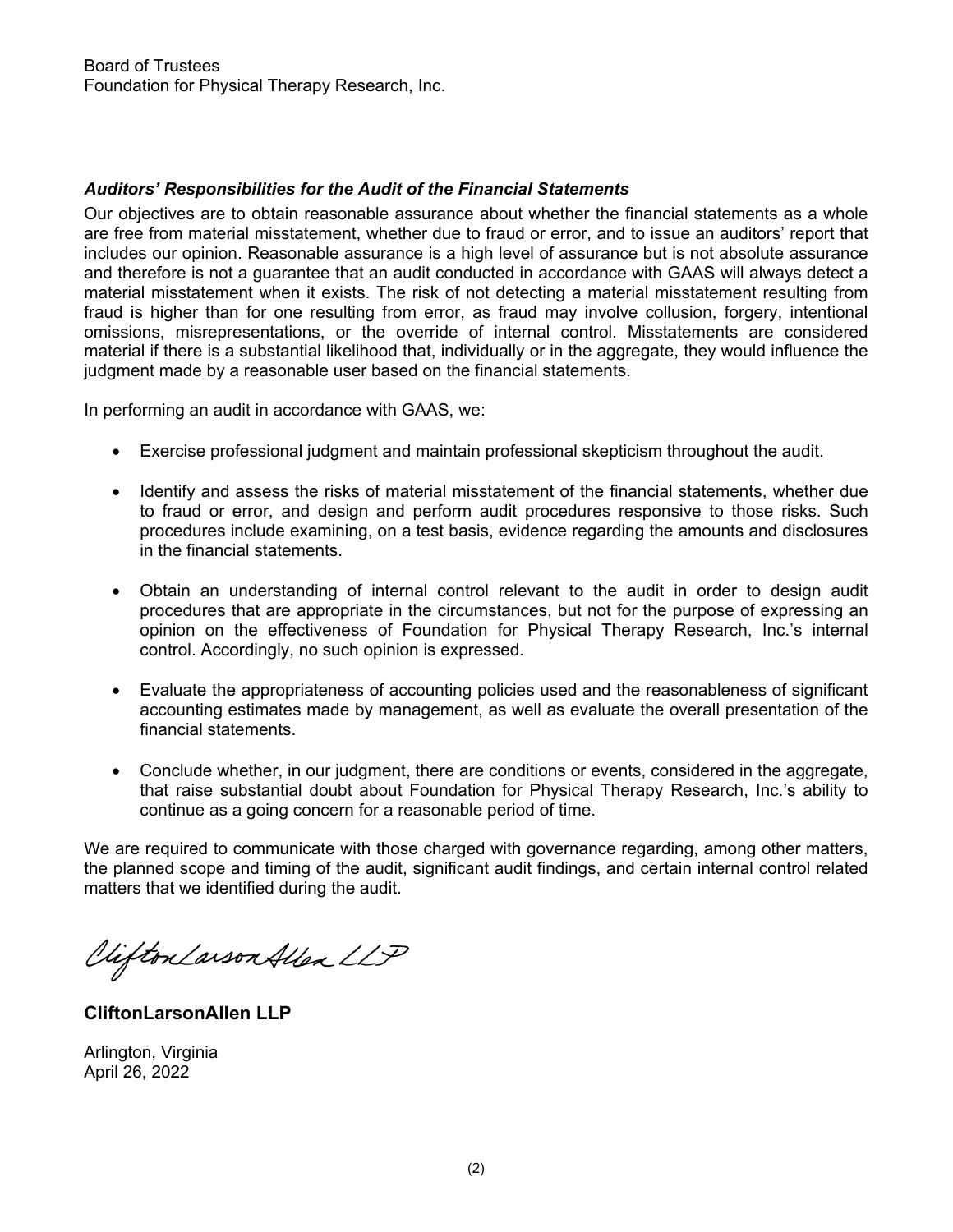Board of Trustees
Foundation for Physical Therapy Research, Inc.

***Auditors' Responsibilities for the Audit of the Financial Statements***

Our objectives are to obtain reasonable assurance about whether the financial statements as a whole are free from material misstatement, whether due to fraud or error, and to issue an auditors' report that includes our opinion. Reasonable assurance is a high level of assurance but is not absolute assurance and therefore is not a guarantee that an audit conducted in accordance with GAAS will always detect a material misstatement when it exists. The risk of not detecting a material misstatement resulting from fraud is higher than for one resulting from error, as fraud may involve collusion, forgery, intentional omissions, misrepresentations, or the override of internal control. Misstatements are considered material if there is a substantial likelihood that, individually or in the aggregate, they would influence the judgment made by a reasonable user based on the financial statements.

In performing an audit in accordance with GAAS, we:

- Exercise professional judgment and maintain professional skepticism throughout the audit.
- Identify and assess the risks of material misstatement of the financial statements, whether due to fraud or error, and design and perform audit procedures responsive to those risks. Such procedures include examining, on a test basis, evidence regarding the amounts and disclosures in the financial statements.
- Obtain an understanding of internal control relevant to the audit in order to design audit procedures that are appropriate in the circumstances, but not for the purpose of expressing an opinion on the effectiveness of Foundation for Physical Therapy Research, Inc.'s internal control. Accordingly, no such opinion is expressed.
- Evaluate the appropriateness of accounting policies used and the reasonableness of significant accounting estimates made by management, as well as evaluate the overall presentation of the financial statements.
- Conclude whether, in our judgment, there are conditions or events, considered in the aggregate, that raise substantial doubt about Foundation for Physical Therapy Research, Inc.'s ability to continue as a going concern for a reasonable period of time.

We are required to communicate with those charged with governance regarding, among other matters, the planned scope and timing of the audit, significant audit findings, and certain internal control related matters that we identified during the audit.

CliftonLarsonAllen LLP

**CliftonLarsonAllen LLP**

Arlington, Virginia
April 26, 2022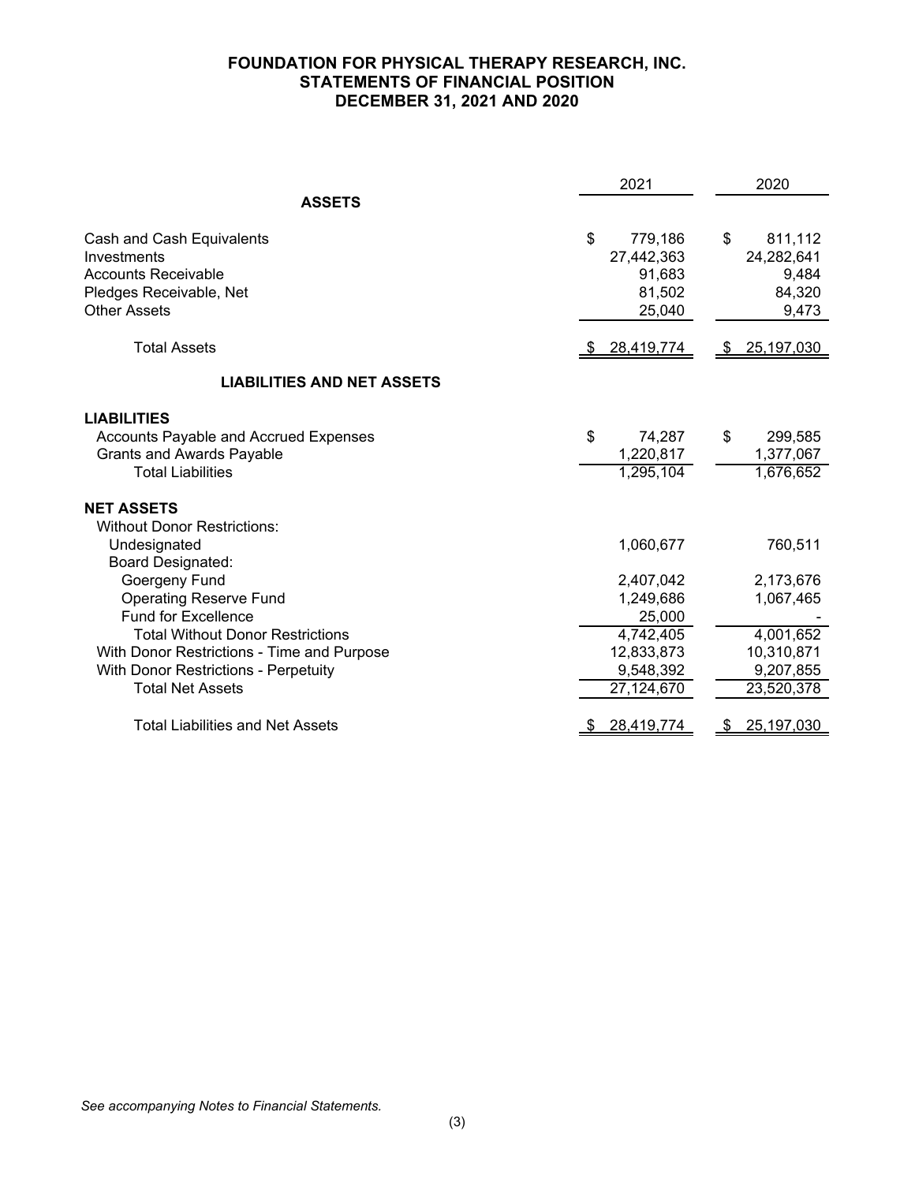# FOUNDATION FOR PHYSICAL THERAPY RESEARCH, INC.
## STATEMENTS OF FINANCIAL POSITION
## DECEMBER 31, 2021 AND 2020

| | 2021 | 2020 |
|---|---|---|
| **ASSETS** | | |
| Cash and Cash Equivalents | $ 779,186 | $ 811,112 |
| Investments | 27,442,363 | 24,282,641 |
| Accounts Receivable | 91,683 | 9,484 |
| Pledges Receivable, Net | 81,502 | 84,320 |
| Other Assets | 25,040 | 9,473 |
| Total Assets | $ 28,419,774 | $ 25,197,030 |
| **LIABILITIES AND NET ASSETS** | | |
| **LIABILITIES** | | |
| Accounts Payable and Accrued Expenses | $ 74,287 | $ 299,585 |
| Grants and Awards Payable | 1,220,817 | 1,377,067 |
| Total Liabilities | 1,295,104 | 1,676,652 |
| **NET ASSETS** | | |
| Without Donor Restrictions: | | |
| Undesignated | 1,060,677 | 760,511 |
| Board Designated: | | |
| Goergeny Fund | 2,407,042 | 2,173,676 |
| Operating Reserve Fund | 1,249,686 | 1,067,465 |
| Fund for Excellence | 25,000 | - |
| Total Without Donor Restrictions | 4,742,405 | 4,001,652 |
| With Donor Restrictions - Time and Purpose | 12,833,873 | 10,310,871 |
| With Donor Restrictions - Perpetuity | 9,548,392 | 9,207,855 |
| Total Net Assets | 27,124,670 | 23,520,378 |
| Total Liabilities and Net Assets | $ 28,419,774 | $ 25,197,030 |

*See accompanying Notes to Financial Statements.*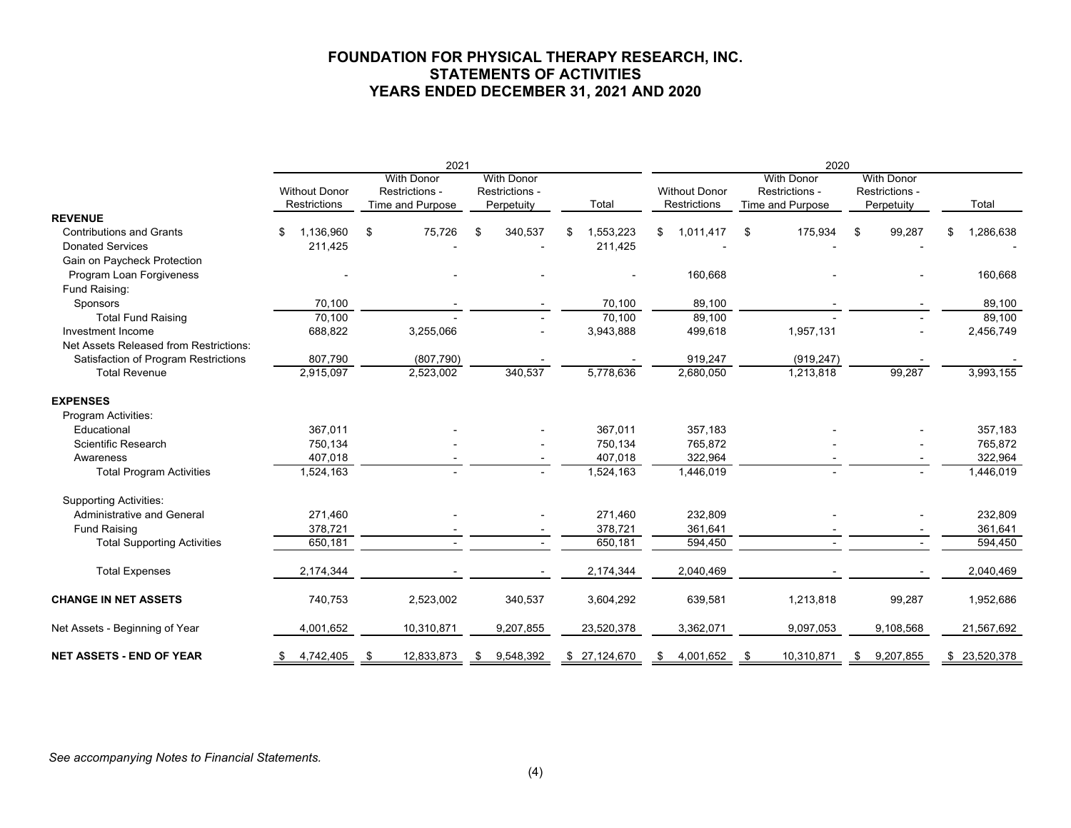# FOUNDATION FOR PHYSICAL THERAPY RESEARCH, INC.
## STATEMENTS OF ACTIVITIES
## YEARS ENDED DECEMBER 31, 2021 AND 2020

| | 2021 | | | | 2020 | | | |
|---|---|---|---|---|---|---|---|---|
| | Without Donor Restrictions | With Donor Restrictions - Time and Purpose | With Donor Restrictions - Perpetuity | Total | Without Donor Restrictions | With Donor Restrictions - Time and Purpose | With Donor Restrictions - Perpetuity | Total |
| **REVENUE** | | | | | | | | |
| Contributions and Grants | $ 1,136,960 | $ 75,726 | $ 340,537 | $ 1,553,223 | $ 1,011,417 | $ 175,934 | $ 99,287 | $ 1,286,638 |
| Donated Services | 211,425 | - | - | 211,425 | - | - | - | - |
| Gain on Paycheck Protection Program Loan Forgiveness | - | - | - | - | 160,668 | - | - | 160,668 |
| Fund Raising: | | | | | | | | |
| Sponsors | 70,100 | - | - | 70,100 | 89,100 | - | - | 89,100 |
| Total Fund Raising | 70,100 | - | - | 70,100 | 89,100 | - | - | 89,100 |
| Investment Income | 688,822 | 3,255,066 | - | 3,943,888 | 499,618 | 1,957,131 | - | 2,456,749 |
| Net Assets Released from Restrictions: | | | | | | | | |
| Satisfaction of Program Restrictions | 807,790 | (807,790) | - | - | 919,247 | (919,247) | - | - |
| Total Revenue | 2,915,097 | 2,523,002 | 340,537 | 5,778,636 | 2,680,050 | 1,213,818 | 99,287 | 3,993,155 |
| **EXPENSES** | | | | | | | | |
| Program Activities: | | | | | | | | |
| Educational | 367,011 | - | - | 367,011 | 357,183 | - | - | 357,183 |
| Scientific Research | 750,134 | - | - | 750,134 | 765,872 | - | - | 765,872 |
| Awareness | 407,018 | - | - | 407,018 | 322,964 | - | - | 322,964 |
| Total Program Activities | 1,524,163 | - | - | 1,524,163 | 1,446,019 | - | - | 1,446,019 |
| Supporting Activities: | | | | | | | | |
| Administrative and General | 271,460 | - | - | 271,460 | 232,809 | - | - | 232,809 |
| Fund Raising | 378,721 | - | - | 378,721 | 361,641 | - | - | 361,641 |
| Total Supporting Activities | 650,181 | - | - | 650,181 | 594,450 | - | - | 594,450 |
| Total Expenses | 2,174,344 | - | - | 2,174,344 | 2,040,469 | - | - | 2,040,469 |
| **CHANGE IN NET ASSETS** | 740,753 | 2,523,002 | 340,537 | 3,604,292 | 639,581 | 1,213,818 | 99,287 | 1,952,686 |
| Net Assets - Beginning of Year | 4,001,652 | 10,310,871 | 9,207,855 | 23,520,378 | 3,362,071 | 9,097,053 | 9,108,568 | 21,567,692 |
| **NET ASSETS - END OF YEAR** | $ 4,742,405 | $ 12,833,873 | $ 9,548,392 | $ 27,124,670 | $ 4,001,652 | $ 10,310,871 | $ 9,207,855 | $ 23,520,378 |

*See accompanying Notes to Financial Statements.*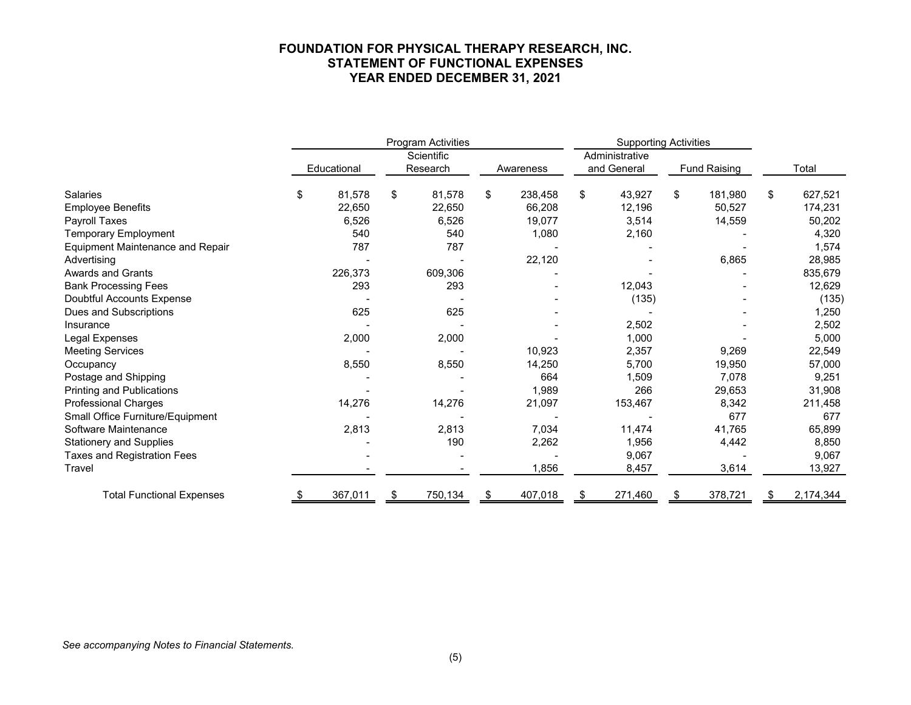# FOUNDATION FOR PHYSICAL THERAPY RESEARCH, INC.
## STATEMENT OF FUNCTIONAL EXPENSES
## YEAR ENDED DECEMBER 31, 2021

| | Program Activities | | | Supporting Activities | | |
|---|---|---|---|---|---|---|
| | Educational | Scientific Research | Awareness | Administrative and General | Fund Raising | Total |
| Salaries | $ 81,578 | $ 81,578 | $ 238,458 | $ 43,927 | $ 181,980 | $ 627,521 |
| Employee Benefits | 22,650 | 22,650 | 66,208 | 12,196 | 50,527 | 174,231 |
| Payroll Taxes | 6,526 | 6,526 | 19,077 | 3,514 | 14,559 | 50,202 |
| Temporary Employment | 540 | 540 | 1,080 | 2,160 | - | 4,320 |
| Equipment Maintenance and Repair | 787 | 787 | - | - | - | 1,574 |
| Advertising | - | - | 22,120 | - | 6,865 | 28,985 |
| Awards and Grants | 226,373 | 609,306 | - | - | - | 835,679 |
| Bank Processing Fees | 293 | 293 | - | 12,043 | - | 12,629 |
| Doubtful Accounts Expense | - | - | - | (135) | - | (135) |
| Dues and Subscriptions | 625 | 625 | - | - | - | 1,250 |
| Insurance | - | - | - | 2,502 | - | 2,502 |
| Legal Expenses | 2,000 | 2,000 | - | 1,000 | - | 5,000 |
| Meeting Services | - | - | 10,923 | 2,357 | 9,269 | 22,549 |
| Occupancy | 8,550 | 8,550 | 14,250 | 5,700 | 19,950 | 57,000 |
| Postage and Shipping | - | - | 664 | 1,509 | 7,078 | 9,251 |
| Printing and Publications | - | - | 1,989 | 266 | 29,653 | 31,908 |
| Professional Charges | 14,276 | 14,276 | 21,097 | 153,467 | 8,342 | 211,458 |
| Small Office Furniture/Equipment | - | - | - | - | 677 | 677 |
| Software Maintenance | 2,813 | 2,813 | 7,034 | 11,474 | 41,765 | 65,899 |
| Stationery and Supplies | - | 190 | 2,262 | 1,956 | 4,442 | 8,850 |
| Taxes and Registration Fees | - | - | - | 9,067 | - | 9,067 |
| Travel | - | - | 1,856 | 8,457 | 3,614 | 13,927 |
| Total Functional Expenses | $ 367,011 | $ 750,134 | $ 407,018 | $ 271,460 | $ 378,721 | $ 2,174,344 |

*See accompanying Notes to Financial Statements.*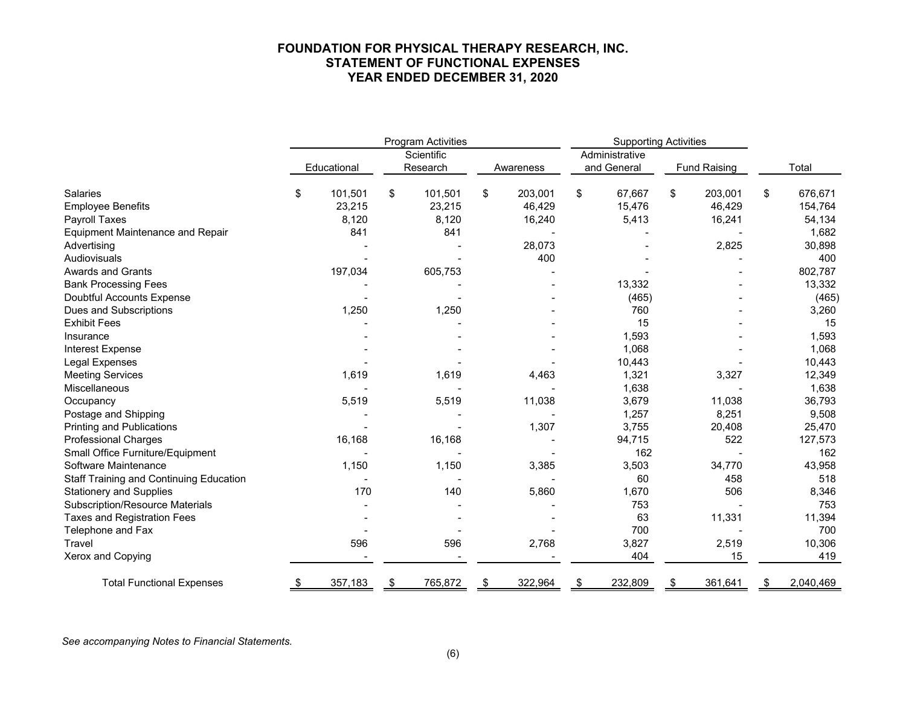# FOUNDATION FOR PHYSICAL THERAPY RESEARCH, INC.
## STATEMENT OF FUNCTIONAL EXPENSES
## YEAR ENDED DECEMBER 31, 2020

| | Program Activities | | | Supporting Activities | | |
|---|---|---|---|---|---|---|
| | Educational | Scientific Research | Awareness | Administrative and General | Fund Raising | Total |
| Salaries | $ 101,501 | $ 101,501 | $ 203,001 | $ 67,667 | $ 203,001 | $ 676,671 |
| Employee Benefits | 23,215 | 23,215 | 46,429 | 15,476 | 46,429 | 154,764 |
| Payroll Taxes | 8,120 | 8,120 | 16,240 | 5,413 | 16,241 | 54,134 |
| Equipment Maintenance and Repair | 841 | 841 | - | - | - | 1,682 |
| Advertising | - | - | 28,073 | - | 2,825 | 30,898 |
| Audiovisuals | - | - | 400 | - | - | 400 |
| Awards and Grants | 197,034 | 605,753 | - | - | - | 802,787 |
| Bank Processing Fees | - | - | - | 13,332 | - | 13,332 |
| Doubtful Accounts Expense | - | - | - | (465) | - | (465) |
| Dues and Subscriptions | 1,250 | 1,250 | - | 760 | - | 3,260 |
| Exhibit Fees | - | - | - | 15 | - | 15 |
| Insurance | - | - | - | 1,593 | - | 1,593 |
| Interest Expense | - | - | - | 1,068 | - | 1,068 |
| Legal Expenses | - | - | - | 10,443 | - | 10,443 |
| Meeting Services | 1,619 | 1,619 | 4,463 | 1,321 | 3,327 | 12,349 |
| Miscellaneous | - | - | - | 1,638 | - | 1,638 |
| Occupancy | 5,519 | 5,519 | 11,038 | 3,679 | 11,038 | 36,793 |
| Postage and Shipping | - | - | - | 1,257 | 8,251 | 9,508 |
| Printing and Publications | - | - | 1,307 | 3,755 | 20,408 | 25,470 |
| Professional Charges | 16,168 | 16,168 | - | 94,715 | 522 | 127,573 |
| Small Office Furniture/Equipment | - | - | - | 162 | - | 162 |
| Software Maintenance | 1,150 | 1,150 | 3,385 | 3,503 | 34,770 | 43,958 |
| Staff Training and Continuing Education | - | - | - | 60 | 458 | 518 |
| Stationery and Supplies | 170 | 140 | 5,860 | 1,670 | 506 | 8,346 |
| Subscription/Resource Materials | - | - | - | 753 | - | 753 |
| Taxes and Registration Fees | - | - | - | 63 | 11,331 | 11,394 |
| Telephone and Fax | - | - | - | 700 | - | 700 |
| Travel | 596 | 596 | 2,768 | 3,827 | 2,519 | 10,306 |
| Xerox and Copying | - | - | - | 404 | 15 | 419 |
| Total Functional Expenses | $ 357,183 | $ 765,872 | $ 322,964 | $ 232,809 | $ 361,641 | $ 2,040,469 |

*See accompanying Notes to Financial Statements.*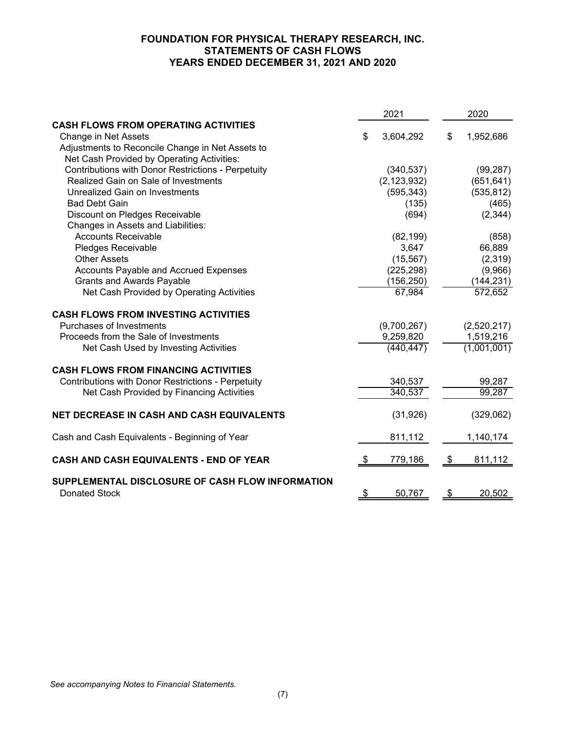# FOUNDATION FOR PHYSICAL THERAPY RESEARCH, INC.
## STATEMENTS OF CASH FLOWS
## YEARS ENDED DECEMBER 31, 2021 AND 2020

| | 2021 | 2020 |
|---|---|---|
| **CASH FLOWS FROM OPERATING ACTIVITIES** | | |
| Change in Net Assets | $ 3,604,292 | $ 1,952,686 |
| Adjustments to Reconcile Change in Net Assets to Net Cash Provided by Operating Activities: | | |
| Contributions with Donor Restrictions - Perpetuity | (340,537) | (99,287) |
| Realized Gain on Sale of Investments | (2,123,932) | (651,641) |
| Unrealized Gain on Investments | (595,343) | (535,812) |
| Bad Debt Gain | (135) | (465) |
| Discount on Pledges Receivable | (694) | (2,344) |
| Changes in Assets and Liabilities: | | |
| Accounts Receivable | (82,199) | (858) |
| Pledges Receivable | 3,647 | 66,889 |
| Other Assets | (15,567) | (2,319) |
| Accounts Payable and Accrued Expenses | (225,298) | (9,966) |
| Grants and Awards Payable | (156,250) | (144,231) |
| Net Cash Provided by Operating Activities | 67,984 | 572,652 |
| **CASH FLOWS FROM INVESTING ACTIVITIES** | | |
| Purchases of Investments | (9,700,267) | (2,520,217) |
| Proceeds from the Sale of Investments | 9,259,820 | 1,519,216 |
| Net Cash Used by Investing Activities | (440,447) | (1,001,001) |
| **CASH FLOWS FROM FINANCING ACTIVITIES** | | |
| Contributions with Donor Restrictions - Perpetuity | 340,537 | 99,287 |
| Net Cash Provided by Financing Activities | 340,537 | 99,287 |
| **NET DECREASE IN CASH AND CASH EQUIVALENTS** | (31,926) | (329,062) |
| Cash and Cash Equivalents - Beginning of Year | 811,112 | 1,140,174 |
| **CASH AND CASH EQUIVALENTS - END OF YEAR** | $ 779,186 | $ 811,112 |
| **SUPPLEMENTAL DISCLOSURE OF CASH FLOW INFORMATION** | | |
| Donated Stock | $ 50,767 | $ 20,502 |

*See accompanying Notes to Financial Statements.*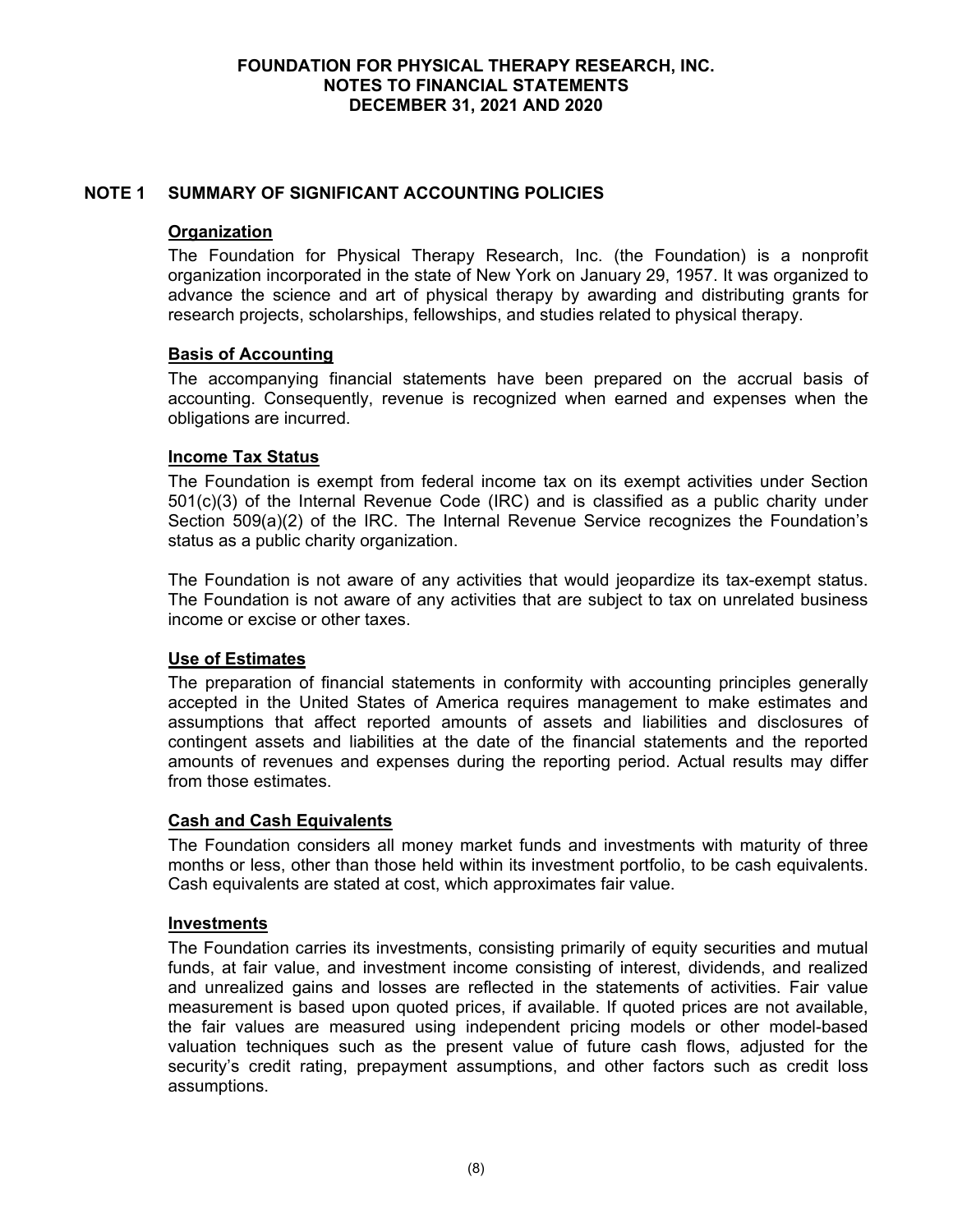# FOUNDATION FOR PHYSICAL THERAPY RESEARCH, INC.
# NOTES TO FINANCIAL STATEMENTS
# DECEMBER 31, 2021 AND 2020

## NOTE 1 SUMMARY OF SIGNIFICANT ACCOUNTING POLICIES

### Organization

The Foundation for Physical Therapy Research, Inc. (the Foundation) is a nonprofit organization incorporated in the state of New York on January 29, 1957. It was organized to advance the science and art of physical therapy by awarding and distributing grants for research projects, scholarships, fellowships, and studies related to physical therapy.

### Basis of Accounting

The accompanying financial statements have been prepared on the accrual basis of accounting. Consequently, revenue is recognized when earned and expenses when the obligations are incurred.

### Income Tax Status

The Foundation is exempt from federal income tax on its exempt activities under Section 501(c)(3) of the Internal Revenue Code (IRC) and is classified as a public charity under Section 509(a)(2) of the IRC. The Internal Revenue Service recognizes the Foundation's status as a public charity organization.

The Foundation is not aware of any activities that would jeopardize its tax-exempt status. The Foundation is not aware of any activities that are subject to tax on unrelated business income or excise or other taxes.

### Use of Estimates

The preparation of financial statements in conformity with accounting principles generally accepted in the United States of America requires management to make estimates and assumptions that affect reported amounts of assets and liabilities and disclosures of contingent assets and liabilities at the date of the financial statements and the reported amounts of revenues and expenses during the reporting period. Actual results may differ from those estimates.

### Cash and Cash Equivalents

The Foundation considers all money market funds and investments with maturity of three months or less, other than those held within its investment portfolio, to be cash equivalents. Cash equivalents are stated at cost, which approximates fair value.

### Investments

The Foundation carries its investments, consisting primarily of equity securities and mutual funds, at fair value, and investment income consisting of interest, dividends, and realized and unrealized gains and losses are reflected in the statements of activities. Fair value measurement is based upon quoted prices, if available. If quoted prices are not available, the fair values are measured using independent pricing models or other model-based valuation techniques such as the present value of future cash flows, adjusted for the security's credit rating, prepayment assumptions, and other factors such as credit loss assumptions.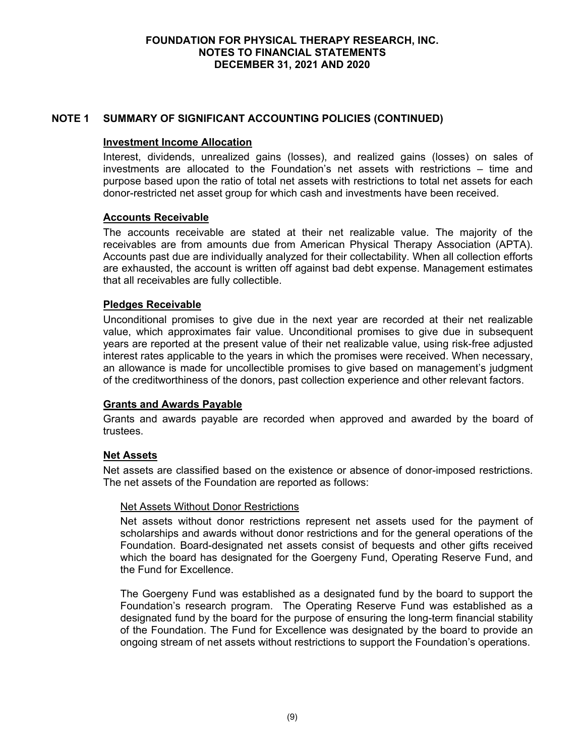# FOUNDATION FOR PHYSICAL THERAPY RESEARCH, INC.
# NOTES TO FINANCIAL STATEMENTS
# DECEMBER 31, 2021 AND 2020

## NOTE 1 SUMMARY OF SIGNIFICANT ACCOUNTING POLICIES (CONTINUED)

### Investment Income Allocation

Interest, dividends, unrealized gains (losses), and realized gains (losses) on sales of investments are allocated to the Foundation's net assets with restrictions – time and purpose based upon the ratio of total net assets with restrictions to total net assets for each donor-restricted net asset group for which cash and investments have been received.

### Accounts Receivable

The accounts receivable are stated at their net realizable value. The majority of the receivables are from amounts due from American Physical Therapy Association (APTA). Accounts past due are individually analyzed for their collectability. When all collection efforts are exhausted, the account is written off against bad debt expense. Management estimates that all receivables are fully collectible.

### Pledges Receivable

Unconditional promises to give due in the next year are recorded at their net realizable value, which approximates fair value. Unconditional promises to give due in subsequent years are reported at the present value of their net realizable value, using risk-free adjusted interest rates applicable to the years in which the promises were received. When necessary, an allowance is made for uncollectible promises to give based on management's judgment of the creditworthiness of the donors, past collection experience and other relevant factors.

### Grants and Awards Payable

Grants and awards payable are recorded when approved and awarded by the board of trustees.

### Net Assets

Net assets are classified based on the existence or absence of donor-imposed restrictions. The net assets of the Foundation are reported as follows:

#### Net Assets Without Donor Restrictions

Net assets without donor restrictions represent net assets used for the payment of scholarships and awards without donor restrictions and for the general operations of the Foundation. Board-designated net assets consist of bequests and other gifts received which the board has designated for the Goergeny Fund, Operating Reserve Fund, and the Fund for Excellence.

The Goergeny Fund was established as a designated fund by the board to support the Foundation's research program. The Operating Reserve Fund was established as a designated fund by the board for the purpose of ensuring the long-term financial stability of the Foundation. The Fund for Excellence was designated by the board to provide an ongoing stream of net assets without restrictions to support the Foundation's operations.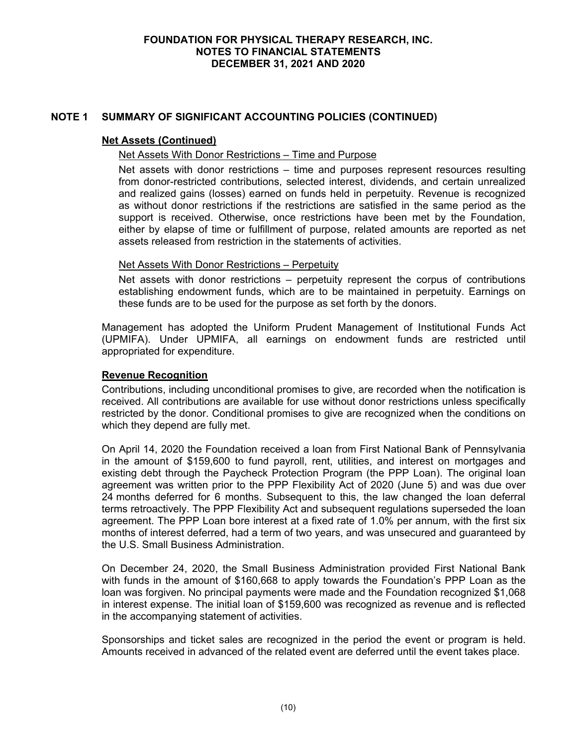## NOTE 1 SUMMARY OF SIGNIFICANT ACCOUNTING POLICIES (CONTINUED)

### Net Assets (Continued)

Net Assets With Donor Restrictions – Time and Purpose

Net assets with donor restrictions – time and purposes represent resources resulting from donor-restricted contributions, selected interest, dividends, and certain unrealized and realized gains (losses) earned on funds held in perpetuity. Revenue is recognized as without donor restrictions if the restrictions are satisfied in the same period as the support is received. Otherwise, once restrictions have been met by the Foundation, either by elapse of time or fulfillment of purpose, related amounts are reported as net assets released from restriction in the statements of activities.

Net Assets With Donor Restrictions – Perpetuity

Net assets with donor restrictions – perpetuity represent the corpus of contributions establishing endowment funds, which are to be maintained in perpetuity. Earnings on these funds are to be used for the purpose as set forth by the donors.

Management has adopted the Uniform Prudent Management of Institutional Funds Act (UPMIFA). Under UPMIFA, all earnings on endowment funds are restricted until appropriated for expenditure.

### Revenue Recognition

Contributions, including unconditional promises to give, are recorded when the notification is received. All contributions are available for use without donor restrictions unless specifically restricted by the donor. Conditional promises to give are recognized when the conditions on which they depend are fully met.

On April 14, 2020 the Foundation received a loan from First National Bank of Pennsylvania in the amount of $159,600 to fund payroll, rent, utilities, and interest on mortgages and existing debt through the Paycheck Protection Program (the PPP Loan). The original loan agreement was written prior to the PPP Flexibility Act of 2020 (June 5) and was due over 24 months deferred for 6 months. Subsequent to this, the law changed the loan deferral terms retroactively. The PPP Flexibility Act and subsequent regulations superseded the loan agreement. The PPP Loan bore interest at a fixed rate of 1.0% per annum, with the first six months of interest deferred, had a term of two years, and was unsecured and guaranteed by the U.S. Small Business Administration.

On December 24, 2020, the Small Business Administration provided First National Bank with funds in the amount of $160,668 to apply towards the Foundation's PPP Loan as the loan was forgiven. No principal payments were made and the Foundation recognized $1,068 in interest expense. The initial loan of $159,600 was recognized as revenue and is reflected in the accompanying statement of activities.

Sponsorships and ticket sales are recognized in the period the event or program is held. Amounts received in advanced of the related event are deferred until the event takes place.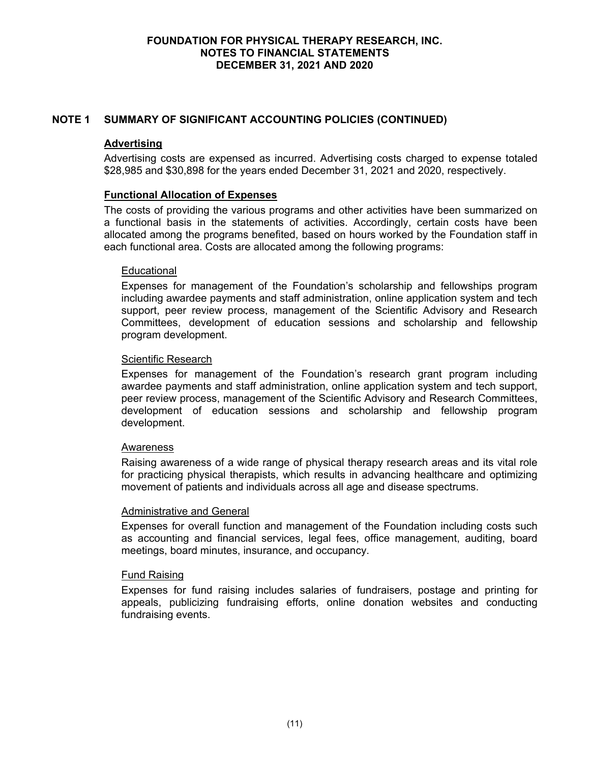## NOTE 1 SUMMARY OF SIGNIFICANT ACCOUNTING POLICIES (CONTINUED)

### Advertising

Advertising costs are expensed as incurred. Advertising costs charged to expense totaled $28,985 and $30,898 for the years ended December 31, 2021 and 2020, respectively.

### Functional Allocation of Expenses

The costs of providing the various programs and other activities have been summarized on a functional basis in the statements of activities. Accordingly, certain costs have been allocated among the programs benefited, based on hours worked by the Foundation staff in each functional area. Costs are allocated among the following programs:

#### Educational

Expenses for management of the Foundation's scholarship and fellowships program including awardee payments and staff administration, online application system and tech support, peer review process, management of the Scientific Advisory and Research Committees, development of education sessions and scholarship and fellowship program development.

#### Scientific Research

Expenses for management of the Foundation's research grant program including awardee payments and staff administration, online application system and tech support, peer review process, management of the Scientific Advisory and Research Committees, development of education sessions and scholarship and fellowship program development.

#### Awareness

Raising awareness of a wide range of physical therapy research areas and its vital role for practicing physical therapists, which results in advancing healthcare and optimizing movement of patients and individuals across all age and disease spectrums.

#### Administrative and General

Expenses for overall function and management of the Foundation including costs such as accounting and financial services, legal fees, office management, auditing, board meetings, board minutes, insurance, and occupancy.

#### Fund Raising

Expenses for fund raising includes salaries of fundraisers, postage and printing for appeals, publicizing fundraising efforts, online donation websites and conducting fundraising events.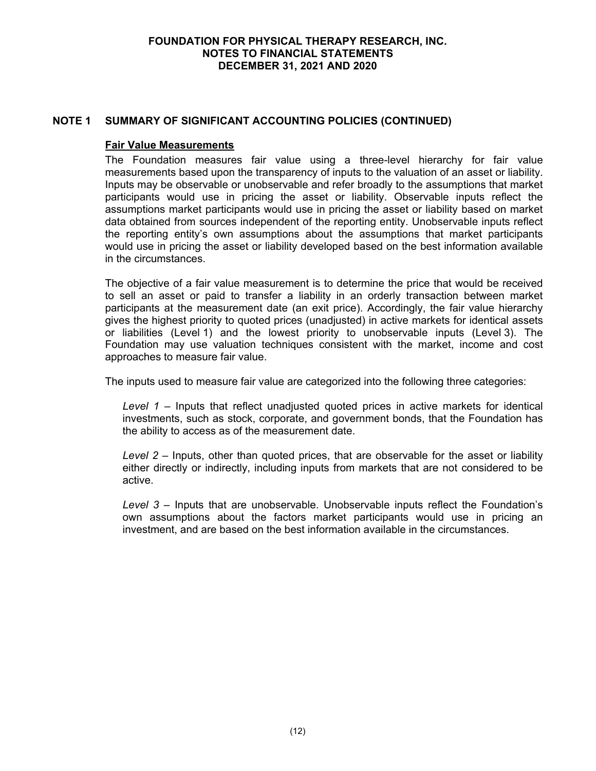## NOTE 1 SUMMARY OF SIGNIFICANT ACCOUNTING POLICIES (CONTINUED)

**Fair Value Measurements**

The Foundation measures fair value using a three-level hierarchy for fair value measurements based upon the transparency of inputs to the valuation of an asset or liability. Inputs may be observable or unobservable and refer broadly to the assumptions that market participants would use in pricing the asset or liability. Observable inputs reflect the assumptions market participants would use in pricing the asset or liability based on market data obtained from sources independent of the reporting entity. Unobservable inputs reflect the reporting entity's own assumptions about the assumptions that market participants would use in pricing the asset or liability developed based on the best information available in the circumstances.

The objective of a fair value measurement is to determine the price that would be received to sell an asset or paid to transfer a liability in an orderly transaction between market participants at the measurement date (an exit price). Accordingly, the fair value hierarchy gives the highest priority to quoted prices (unadjusted) in active markets for identical assets or liabilities (Level 1) and the lowest priority to unobservable inputs (Level 3). The Foundation may use valuation techniques consistent with the market, income and cost approaches to measure fair value.

The inputs used to measure fair value are categorized into the following three categories:

*Level 1* – Inputs that reflect unadjusted quoted prices in active markets for identical investments, such as stock, corporate, and government bonds, that the Foundation has the ability to access as of the measurement date.

*Level 2* – Inputs, other than quoted prices, that are observable for the asset or liability either directly or indirectly, including inputs from markets that are not considered to be active.

*Level 3* – Inputs that are unobservable. Unobservable inputs reflect the Foundation's own assumptions about the factors market participants would use in pricing an investment, and are based on the best information available in the circumstances.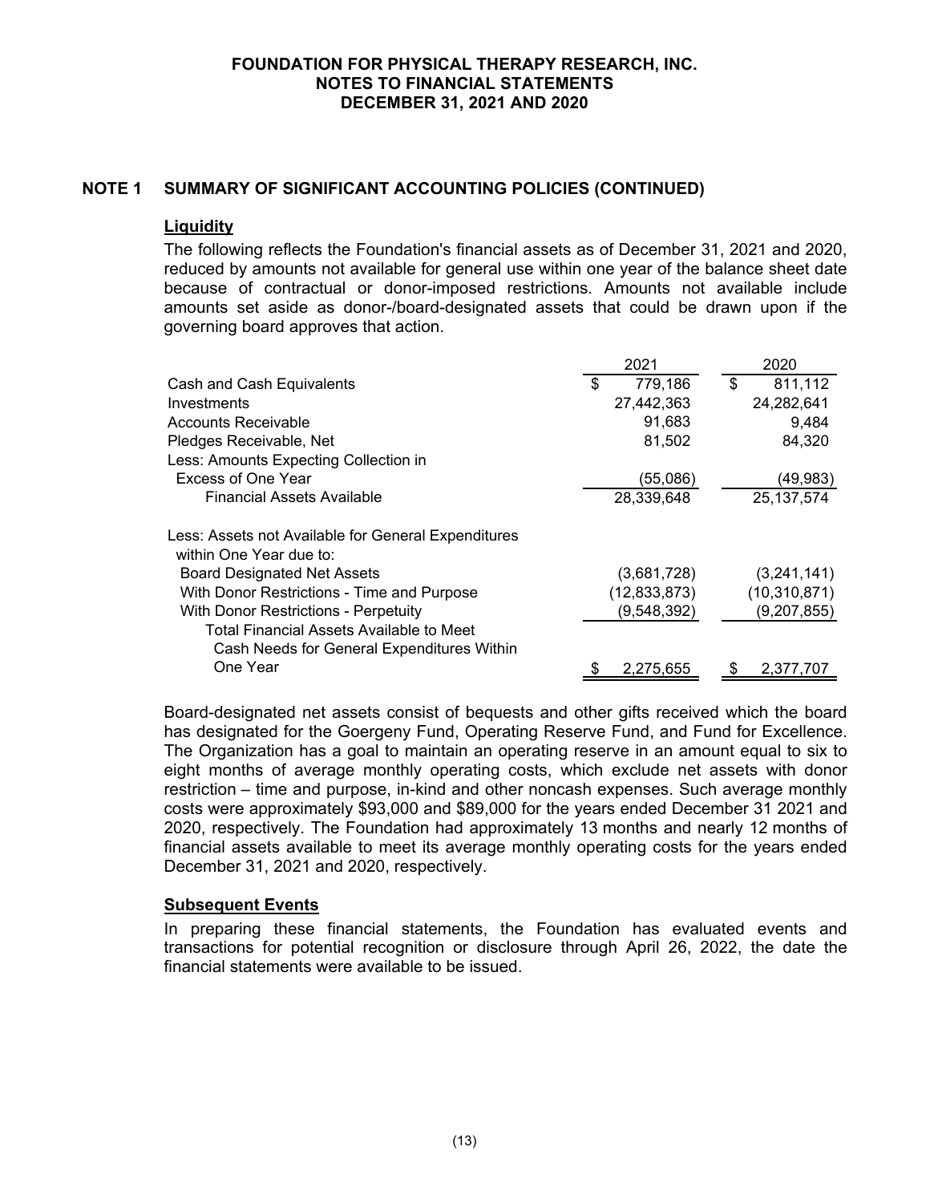## NOTE 1 SUMMARY OF SIGNIFICANT ACCOUNTING POLICIES (CONTINUED)

### Liquidity

The following reflects the Foundation's financial assets as of December 31, 2021 and 2020, reduced by amounts not available for general use within one year of the balance sheet date because of contractual or donor-imposed restrictions. Amounts not available include amounts set aside as donor-/board-designated assets that could be drawn upon if the governing board approves that action.

| | 2021 | 2020 |
|---|---|---|
| Cash and Cash Equivalents | $ 779,186 | $ 811,112 |
| Investments | 27,442,363 | 24,282,641 |
| Accounts Receivable | 91,683 | 9,484 |
| Pledges Receivable, Net | 81,502 | 84,320 |
| Less: Amounts Expecting Collection in Excess of One Year | (55,086) | (49,983) |
| Financial Assets Available | 28,339,648 | 25,137,574 |
| Less: Assets not Available for General Expenditures within One Year due to: | | |
| Board Designated Net Assets | (3,681,728) | (3,241,141) |
| With Donor Restrictions - Time and Purpose | (12,833,873) | (10,310,871) |
| With Donor Restrictions - Perpetuity | (9,548,392) | (9,207,855) |
| Total Financial Assets Available to Meet Cash Needs for General Expenditures Within One Year | $ 2,275,655 | $ 2,377,707 |

Board-designated net assets consist of bequests and other gifts received which the board has designated for the Goergeny Fund, Operating Reserve Fund, and Fund for Excellence. The Organization has a goal to maintain an operating reserve in an amount equal to six to eight months of average monthly operating costs, which exclude net assets with donor restriction – time and purpose, in-kind and other noncash expenses. Such average monthly costs were approximately $93,000 and $89,000 for the years ended December 31 2021 and 2020, respectively. The Foundation had approximately 13 months and nearly 12 months of financial assets available to meet its average monthly operating costs for the years ended December 31, 2021 and 2020, respectively.

### Subsequent Events

In preparing these financial statements, the Foundation has evaluated events and transactions for potential recognition or disclosure through April 26, 2022, the date the financial statements were available to be issued.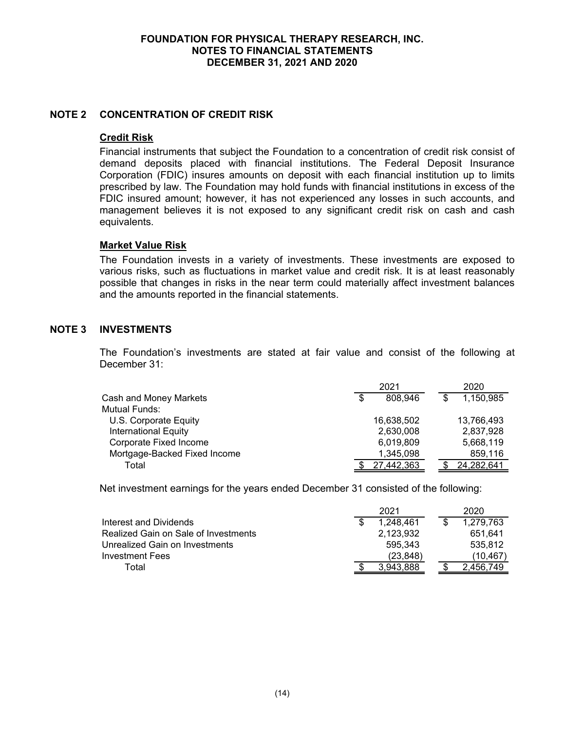## NOTE 2 CONCENTRATION OF CREDIT RISK

**Credit Risk**

Financial instruments that subject the Foundation to a concentration of credit risk consist of demand deposits placed with financial institutions. The Federal Deposit Insurance Corporation (FDIC) insures amounts on deposit with each financial institution up to limits prescribed by law. The Foundation may hold funds with financial institutions in excess of the FDIC insured amount; however, it has not experienced any losses in such accounts, and management believes it is not exposed to any significant credit risk on cash and cash equivalents.

**Market Value Risk**

The Foundation invests in a variety of investments. These investments are exposed to various risks, such as fluctuations in market value and credit risk. It is at least reasonably possible that changes in risks in the near term could materially affect investment balances and the amounts reported in the financial statements.

## NOTE 3 INVESTMENTS

The Foundation's investments are stated at fair value and consist of the following at December 31:

| | 2021 | 2020 |
|---|---|---|
| Cash and Money Markets | $ 808,946 | $ 1,150,985 |
| Mutual Funds: | | |
| U.S. Corporate Equity | 16,638,502 | 13,766,493 |
| International Equity | 2,630,008 | 2,837,928 |
| Corporate Fixed Income | 6,019,809 | 5,668,119 |
| Mortgage-Backed Fixed Income | 1,345,098 | 859,116 |
| Total | $ 27,442,363 | $ 24,282,641 |

Net investment earnings for the years ended December 31 consisted of the following:

| | 2021 | 2020 |
|---|---|---|
| Interest and Dividends | $ 1,248,461 | $ 1,279,763 |
| Realized Gain on Sale of Investments | 2,123,932 | 651,641 |
| Unrealized Gain on Investments | 595,343 | 535,812 |
| Investment Fees | (23,848) | (10,467) |
| Total | $ 3,943,888 | $ 2,456,749 |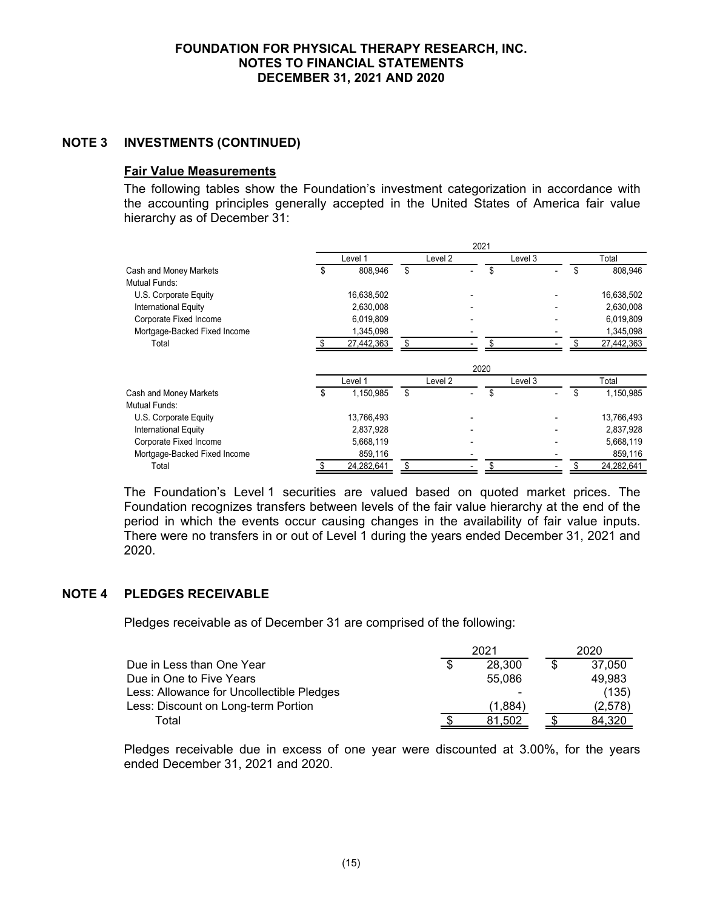## NOTE 3 INVESTMENTS (CONTINUED)

### Fair Value Measurements

The following tables show the Foundation's investment categorization in accordance with the accounting principles generally accepted in the United States of America fair value hierarchy as of December 31:

| | 2021 | | | |
|---|---|---|---|---|
| | Level 1 | Level 2 | Level 3 | Total |
| Cash and Money Markets | $ 808,946 | $ - | $ - | $ 808,946 |
| Mutual Funds: | | | | |
| U.S. Corporate Equity | 16,638,502 | - | - | 16,638,502 |
| International Equity | 2,630,008 | - | - | 2,630,008 |
| Corporate Fixed Income | 6,019,809 | - | - | 6,019,809 |
| Mortgage-Backed Fixed Income | 1,345,098 | - | - | 1,345,098 |
| Total | $ 27,442,363 | $ - | $ - | $ 27,442,363 |

| | 2020 | | | |
|---|---|---|---|---|
| | Level 1 | Level 2 | Level 3 | Total |
| Cash and Money Markets | $ 1,150,985 | $ - | $ - | $ 1,150,985 |
| Mutual Funds: | | | | |
| U.S. Corporate Equity | 13,766,493 | - | - | 13,766,493 |
| International Equity | 2,837,928 | - | - | 2,837,928 |
| Corporate Fixed Income | 5,668,119 | - | - | 5,668,119 |
| Mortgage-Backed Fixed Income | 859,116 | - | - | 859,116 |
| Total | $ 24,282,641 | $ - | $ - | $ 24,282,641 |

The Foundation's Level 1 securities are valued based on quoted market prices. The Foundation recognizes transfers between levels of the fair value hierarchy at the end of the period in which the events occur causing changes in the availability of fair value inputs. There were no transfers in or out of Level 1 during the years ended December 31, 2021 and 2020.

## NOTE 4 PLEDGES RECEIVABLE

Pledges receivable as of December 31 are comprised of the following:

| | 2021 | 2020 |
|---|---|---|
| Due in Less than One Year | $ 28,300 | $ 37,050 |
| Due in One to Five Years | 55,086 | 49,983 |
| Less: Allowance for Uncollectible Pledges | - | (135) |
| Less: Discount on Long-term Portion | (1,884) | (2,578) |
| Total | $ 81,502 | $ 84,320 |

Pledges receivable due in excess of one year were discounted at 3.00%, for the years ended December 31, 2021 and 2020.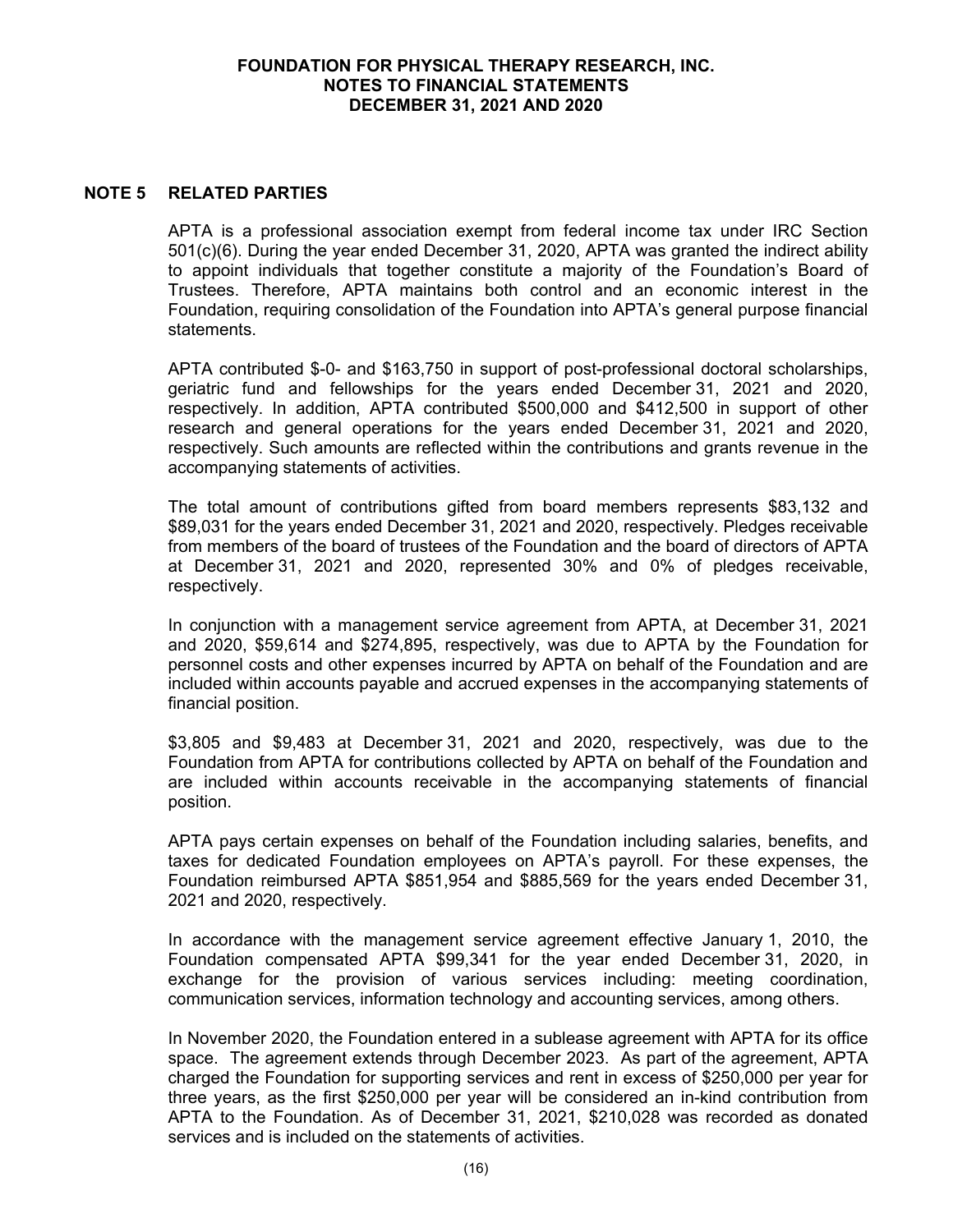## NOTE 5 RELATED PARTIES

APTA is a professional association exempt from federal income tax under IRC Section 501(c)(6). During the year ended December 31, 2020, APTA was granted the indirect ability to appoint individuals that together constitute a majority of the Foundation's Board of Trustees. Therefore, APTA maintains both control and an economic interest in the Foundation, requiring consolidation of the Foundation into APTA's general purpose financial statements.

APTA contributed $-0- and $163,750 in support of post-professional doctoral scholarships, geriatric fund and fellowships for the years ended December 31, 2021 and 2020, respectively. In addition, APTA contributed $500,000 and $412,500 in support of other research and general operations for the years ended December 31, 2021 and 2020, respectively. Such amounts are reflected within the contributions and grants revenue in the accompanying statements of activities.

The total amount of contributions gifted from board members represents $83,132 and $89,031 for the years ended December 31, 2021 and 2020, respectively. Pledges receivable from members of the board of trustees of the Foundation and the board of directors of APTA at December 31, 2021 and 2020, represented 30% and 0% of pledges receivable, respectively.

In conjunction with a management service agreement from APTA, at December 31, 2021 and 2020, $59,614 and $274,895, respectively, was due to APTA by the Foundation for personnel costs and other expenses incurred by APTA on behalf of the Foundation and are included within accounts payable and accrued expenses in the accompanying statements of financial position.

$3,805 and $9,483 at December 31, 2021 and 2020, respectively, was due to the Foundation from APTA for contributions collected by APTA on behalf of the Foundation and are included within accounts receivable in the accompanying statements of financial position.

APTA pays certain expenses on behalf of the Foundation including salaries, benefits, and taxes for dedicated Foundation employees on APTA's payroll. For these expenses, the Foundation reimbursed APTA $851,954 and $885,569 for the years ended December 31, 2021 and 2020, respectively.

In accordance with the management service agreement effective January 1, 2010, the Foundation compensated APTA $99,341 for the year ended December 31, 2020, in exchange for the provision of various services including: meeting coordination, communication services, information technology and accounting services, among others.

In November 2020, the Foundation entered in a sublease agreement with APTA for its office space. The agreement extends through December 2023. As part of the agreement, APTA charged the Foundation for supporting services and rent in excess of $250,000 per year for three years, as the first $250,000 per year will be considered an in-kind contribution from APTA to the Foundation. As of December 31, 2021, $210,028 was recorded as donated services and is included on the statements of activities.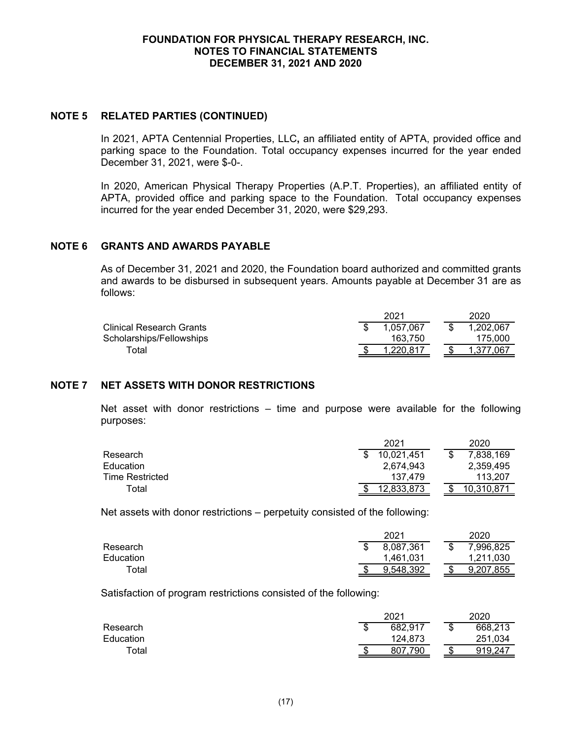## NOTE 5 RELATED PARTIES (CONTINUED)

In 2021, APTA Centennial Properties, LLC**,** an affiliated entity of APTA, provided office and parking space to the Foundation. Total occupancy expenses incurred for the year ended December 31, 2021, were $-0-.

In 2020, American Physical Therapy Properties (A.P.T. Properties), an affiliated entity of APTA, provided office and parking space to the Foundation. Total occupancy expenses incurred for the year ended December 31, 2020, were $29,293.

## NOTE 6 GRANTS AND AWARDS PAYABLE

As of December 31, 2021 and 2020, the Foundation board authorized and committed grants and awards to be disbursed in subsequent years. Amounts payable at December 31 are as follows:

| | 2021 | 2020 |
|---|---|---|
| Clinical Research Grants | $ 1,057,067 | $ 1,202,067 |
| Scholarships/Fellowships | 163,750 | 175,000 |
| Total | $ 1,220,817 | $ 1,377,067 |

## NOTE 7 NET ASSETS WITH DONOR RESTRICTIONS

Net asset with donor restrictions – time and purpose were available for the following purposes:

| | 2021 | 2020 |
|---|---|---|
| Research | $ 10,021,451 | $ 7,838,169 |
| Education | 2,674,943 | 2,359,495 |
| Time Restricted | 137,479 | 113,207 |
| Total | $ 12,833,873 | $ 10,310,871 |

Net assets with donor restrictions – perpetuity consisted of the following:

| | 2021 | 2020 |
|---|---|---|
| Research | $ 8,087,361 | $ 7,996,825 |
| Education | 1,461,031 | 1,211,030 |
| Total | $ 9,548,392 | $ 9,207,855 |

Satisfaction of program restrictions consisted of the following:

| | 2021 | 2020 |
|---|---|---|
| Research | $ 682,917 | $ 668,213 |
| Education | 124,873 | 251,034 |
| Total | $ 807,790 | $ 919,247 |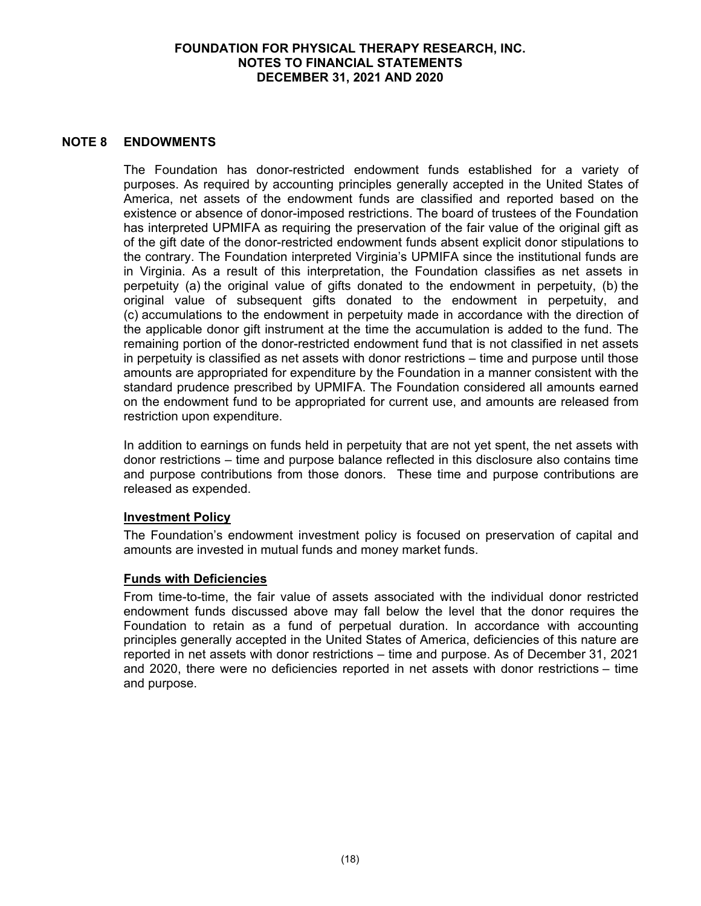## NOTE 8 ENDOWMENTS

The Foundation has donor-restricted endowment funds established for a variety of purposes. As required by accounting principles generally accepted in the United States of America, net assets of the endowment funds are classified and reported based on the existence or absence of donor-imposed restrictions. The board of trustees of the Foundation has interpreted UPMIFA as requiring the preservation of the fair value of the original gift as of the gift date of the donor-restricted endowment funds absent explicit donor stipulations to the contrary. The Foundation interpreted Virginia's UPMIFA since the institutional funds are in Virginia. As a result of this interpretation, the Foundation classifies as net assets in perpetuity (a) the original value of gifts donated to the endowment in perpetuity, (b) the original value of subsequent gifts donated to the endowment in perpetuity, and (c) accumulations to the endowment in perpetuity made in accordance with the direction of the applicable donor gift instrument at the time the accumulation is added to the fund. The remaining portion of the donor-restricted endowment fund that is not classified in net assets in perpetuity is classified as net assets with donor restrictions – time and purpose until those amounts are appropriated for expenditure by the Foundation in a manner consistent with the standard prudence prescribed by UPMIFA. The Foundation considered all amounts earned on the endowment fund to be appropriated for current use, and amounts are released from restriction upon expenditure.

In addition to earnings on funds held in perpetuity that are not yet spent, the net assets with donor restrictions – time and purpose balance reflected in this disclosure also contains time and purpose contributions from those donors. These time and purpose contributions are released as expended.

### Investment Policy

The Foundation's endowment investment policy is focused on preservation of capital and amounts are invested in mutual funds and money market funds.

### Funds with Deficiencies

From time-to-time, the fair value of assets associated with the individual donor restricted endowment funds discussed above may fall below the level that the donor requires the Foundation to retain as a fund of perpetual duration. In accordance with accounting principles generally accepted in the United States of America, deficiencies of this nature are reported in net assets with donor restrictions – time and purpose. As of December 31, 2021 and 2020, there were no deficiencies reported in net assets with donor restrictions – time and purpose.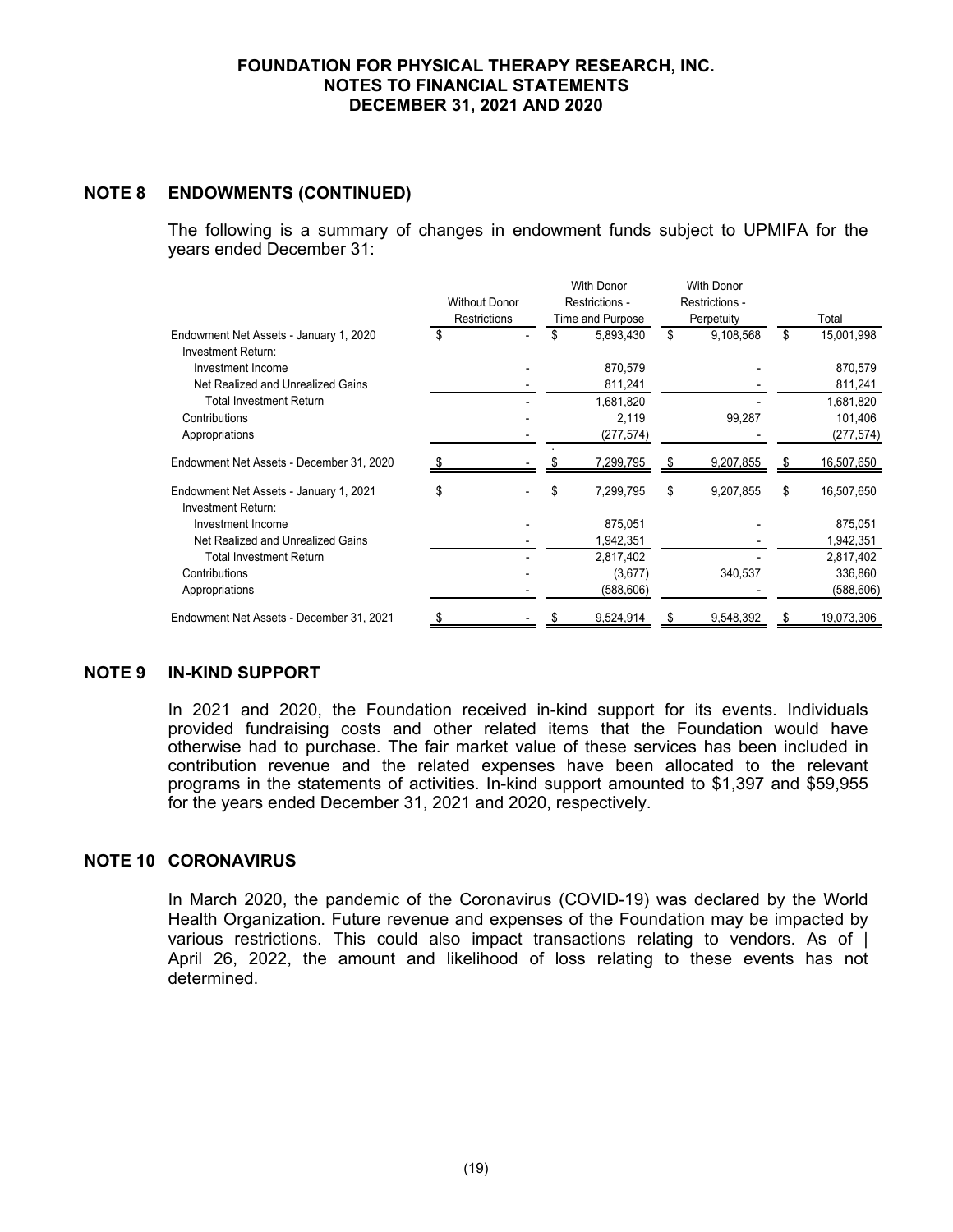## NOTE 8 ENDOWMENTS (CONTINUED)

The following is a summary of changes in endowment funds subject to UPMIFA for the years ended December 31:

| | Without Donor Restrictions | With Donor Restrictions - Time and Purpose | With Donor Restrictions - Perpetuity | Total |
|---|---|---|---|---|
| Endowment Net Assets - January 1, 2020 | $ - | $ 5,893,430 | $ 9,108,568 | $ 15,001,998 |
| Investment Return: | | | | |
| Investment Income | - | 870,579 | - | 870,579 |
| Net Realized and Unrealized Gains | - | 811,241 | - | 811,241 |
| Total Investment Return | - | 1,681,820 | - | 1,681,820 |
| Contributions | - | 2,119 | 99,287 | 101,406 |
| Appropriations | - | (277,574) | - | (277,574) |
| Endowment Net Assets - December 31, 2020 | $ - | $ 7,299,795 | $ 9,207,855 | $ 16,507,650 |
| Endowment Net Assets - January 1, 2021 | $ - | $ 7,299,795 | $ 9,207,855 | $ 16,507,650 |
| Investment Return: | | | | |
| Investment Income | - | 875,051 | - | 875,051 |
| Net Realized and Unrealized Gains | - | 1,942,351 | - | 1,942,351 |
| Total Investment Return | - | 2,817,402 | - | 2,817,402 |
| Contributions | - | (3,677) | 340,537 | 336,860 |
| Appropriations | - | (588,606) | - | (588,606) |
| Endowment Net Assets - December 31, 2021 | $ - | $ 9,524,914 | $ 9,548,392 | $ 19,073,306 |

## NOTE 9 IN-KIND SUPPORT

In 2021 and 2020, the Foundation received in-kind support for its events. Individuals provided fundraising costs and other related items that the Foundation would have otherwise had to purchase. The fair market value of these services has been included in contribution revenue and the related expenses have been allocated to the relevant programs in the statements of activities. In-kind support amounted to $1,397 and $59,955 for the years ended December 31, 2021 and 2020, respectively.

## NOTE 10 CORONAVIRUS

In March 2020, the pandemic of the Coronavirus (COVID-19) was declared by the World Health Organization. Future revenue and expenses of the Foundation may be impacted by various restrictions. This could also impact transactions relating to vendors. As of | April 26, 2022, the amount and likelihood of loss relating to these events has not determined.